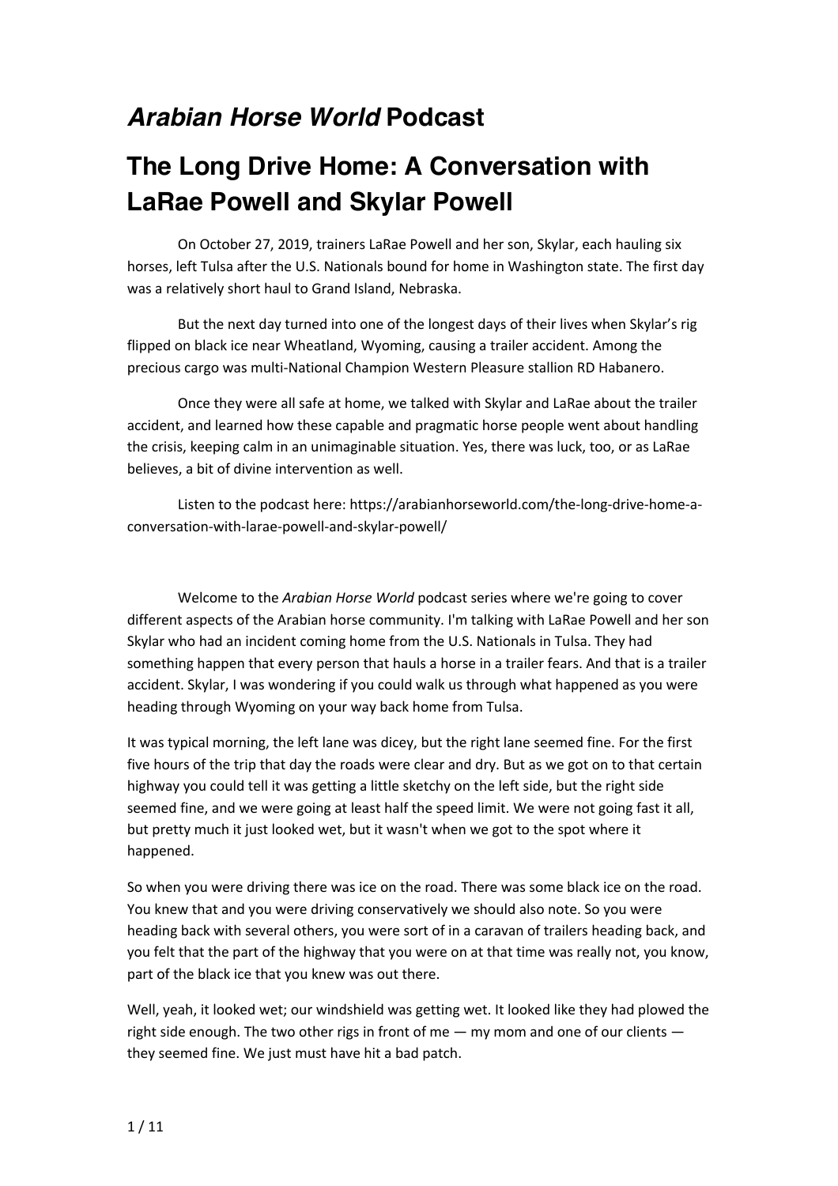# *Arabian Horse World* Podcast

## The Long Drive Home: A Conversation with LaRae Powell and Skylar Powell

On October 27, 2019, trainers LaRae Powell and her son, Skylar, each hauling six horses, left Tulsa after the U.S. Nationals bound for home in Washington state. The first day was a relatively short haul to Grand Island, Nebraska.

But the next day turned into one of the longest days of their lives when Skylar's rig flipped on black ice near Wheatland, Wyoming, causing a trailer accident. Among the precious cargo was multi-National Champion Western Pleasure stallion RD Habanero.

Once they were all safe at home, we talked with Skylar and LaRae about the trailer accident, and learned how these capable and pragmatic horse people went about handling the crisis, keeping calm in an unimaginable situation. Yes, there was luck, too, or as LaRae believes, a bit of divine intervention as well.

Listen to the podcast here: https://arabianhorseworld.com/the-long-drive-home-a-conversation-with-larae-powell-and-skylar-powell/

Welcome to the *Arabian Horse World* podcast series where we're going to cover different aspects of the Arabian horse community. I'm talking with LaRae Powell and her son Skylar who had an incident coming home from the U.S. Nationals in Tulsa. They had something happen that every person that hauls a horse in a trailer fears. And that is a trailer accident. Skylar, I was wondering if you could walk us through what happened as you were heading through Wyoming on your way back home from Tulsa.

It was typical morning, the left lane was dicey, but the right lane seemed fine. For the first five hours of the trip that day the roads were clear and dry. But as we got on to that certain highway you could tell it was getting a little sketchy on the left side, but the right side seemed fine, and we were going at least half the speed limit. We were not going fast it all, but pretty much it just looked wet, but it wasn't when we got to the spot where it happened.

So when you were driving there was ice on the road. There was some black ice on the road. You knew that and you were driving conservatively we should also note. So you were heading back with several others, you were sort of in a caravan of trailers heading back, and you felt that the part of the highway that you were on at that time was really not, you know, part of the black ice that you knew was out there.

Well, yeah, it looked wet; our windshield was getting wet. It looked like they had plowed the right side enough. The two other rigs in front of me — my mom and one of our clients — they seemed fine. We just must have hit a bad patch.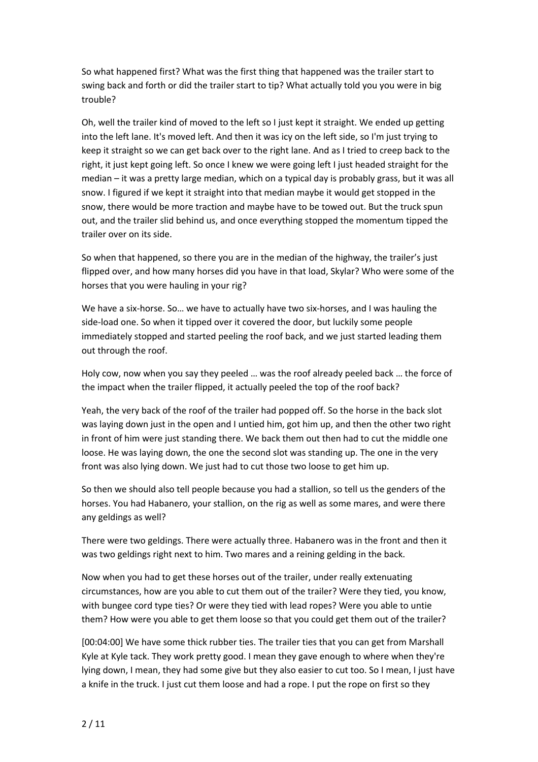So what happened first? What was the first thing that happened was the trailer start to swing back and forth or did the trailer start to tip? What actually told you you were in big trouble?

Oh, well the trailer kind of moved to the left so I just kept it straight. We ended up getting into the left lane. It's moved left. And then it was icy on the left side, so I'm just trying to keep it straight so we can get back over to the right lane. And as I tried to creep back to the right, it just kept going left. So once I knew we were going left I just headed straight for the median – it was a pretty large median, which on a typical day is probably grass, but it was all snow. I figured if we kept it straight into that median maybe it would get stopped in the snow, there would be more traction and maybe have to be towed out. But the truck spun out, and the trailer slid behind us, and once everything stopped the momentum tipped the trailer over on its side.

So when that happened, so there you are in the median of the highway, the trailer's just flipped over, and how many horses did you have in that load, Skylar? Who were some of the horses that you were hauling in your rig?

We have a six-horse. So… we have to actually have two six-horses, and I was hauling the side-load one. So when it tipped over it covered the door, but luckily some people immediately stopped and started peeling the roof back, and we just started leading them out through the roof.

Holy cow, now when you say they peeled … was the roof already peeled back … the force of the impact when the trailer flipped, it actually peeled the top of the roof back?

Yeah, the very back of the roof of the trailer had popped off. So the horse in the back slot was laying down just in the open and I untied him, got him up, and then the other two right in front of him were just standing there. We back them out then had to cut the middle one loose. He was laying down, the one the second slot was standing up. The one in the very front was also lying down. We just had to cut those two loose to get him up.

So then we should also tell people because you had a stallion, so tell us the genders of the horses. You had Habanero, your stallion, on the rig as well as some mares, and were there any geldings as well?

There were two geldings. There were actually three. Habanero was in the front and then it was two geldings right next to him. Two mares and a reining gelding in the back.

Now when you had to get these horses out of the trailer, under really extenuating circumstances, how are you able to cut them out of the trailer? Were they tied, you know, with bungee cord type ties? Or were they tied with lead ropes? Were you able to untie them? How were you able to get them loose so that you could get them out of the trailer?

[00:04:00] We have some thick rubber ties. The trailer ties that you can get from Marshall Kyle at Kyle tack. They work pretty good. I mean they gave enough to where when they're lying down, I mean, they had some give but they also easier to cut too. So I mean, I just have a knife in the truck. I just cut them loose and had a rope. I put the rope on first so they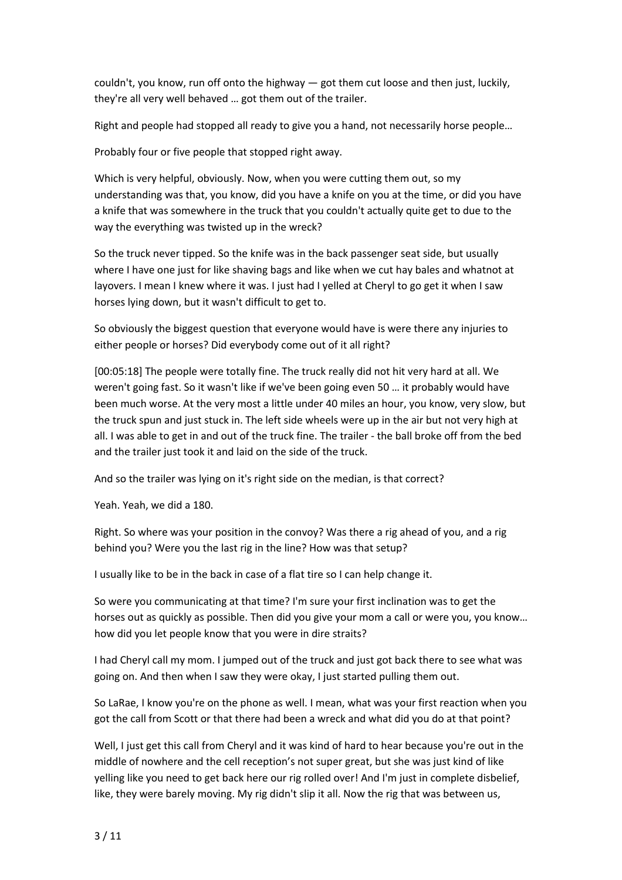couldn't, you know, run off onto the highway — got them cut loose and then just, luckily, they're all very well behaved … got them out of the trailer.

Right and people had stopped all ready to give you a hand, not necessarily horse people…

Probably four or five people that stopped right away.

Which is very helpful, obviously. Now, when you were cutting them out, so my understanding was that, you know, did you have a knife on you at the time, or did you have a knife that was somewhere in the truck that you couldn't actually quite get to due to the way the everything was twisted up in the wreck?

So the truck never tipped. So the knife was in the back passenger seat side, but usually where I have one just for like shaving bags and like when we cut hay bales and whatnot at layovers. I mean I knew where it was. I just had I yelled at Cheryl to go get it when I saw horses lying down, but it wasn't difficult to get to.

So obviously the biggest question that everyone would have is were there any injuries to either people or horses? Did everybody come out of it all right?

[00:05:18] The people were totally fine. The truck really did not hit very hard at all. We weren't going fast. So it wasn't like if we've been going even 50 … it probably would have been much worse. At the very most a little under 40 miles an hour, you know, very slow, but the truck spun and just stuck in. The left side wheels were up in the air but not very high at all. I was able to get in and out of the truck fine. The trailer - the ball broke off from the bed and the trailer just took it and laid on the side of the truck.

And so the trailer was lying on it's right side on the median, is that correct?

Yeah. Yeah, we did a 180.

Right. So where was your position in the convoy? Was there a rig ahead of you, and a rig behind you? Were you the last rig in the line? How was that setup?

I usually like to be in the back in case of a flat tire so I can help change it.

So were you communicating at that time? I'm sure your first inclination was to get the horses out as quickly as possible. Then did you give your mom a call or were you, you know… how did you let people know that you were in dire straits?

I had Cheryl call my mom. I jumped out of the truck and just got back there to see what was going on. And then when I saw they were okay, I just started pulling them out.

So LaRae, I know you're on the phone as well. I mean, what was your first reaction when you got the call from Scott or that there had been a wreck and what did you do at that point?

Well, I just get this call from Cheryl and it was kind of hard to hear because you're out in the middle of nowhere and the cell reception's not super great, but she was just kind of like yelling like you need to get back here our rig rolled over! And I'm just in complete disbelief, like, they were barely moving. My rig didn't slip it all. Now the rig that was between us,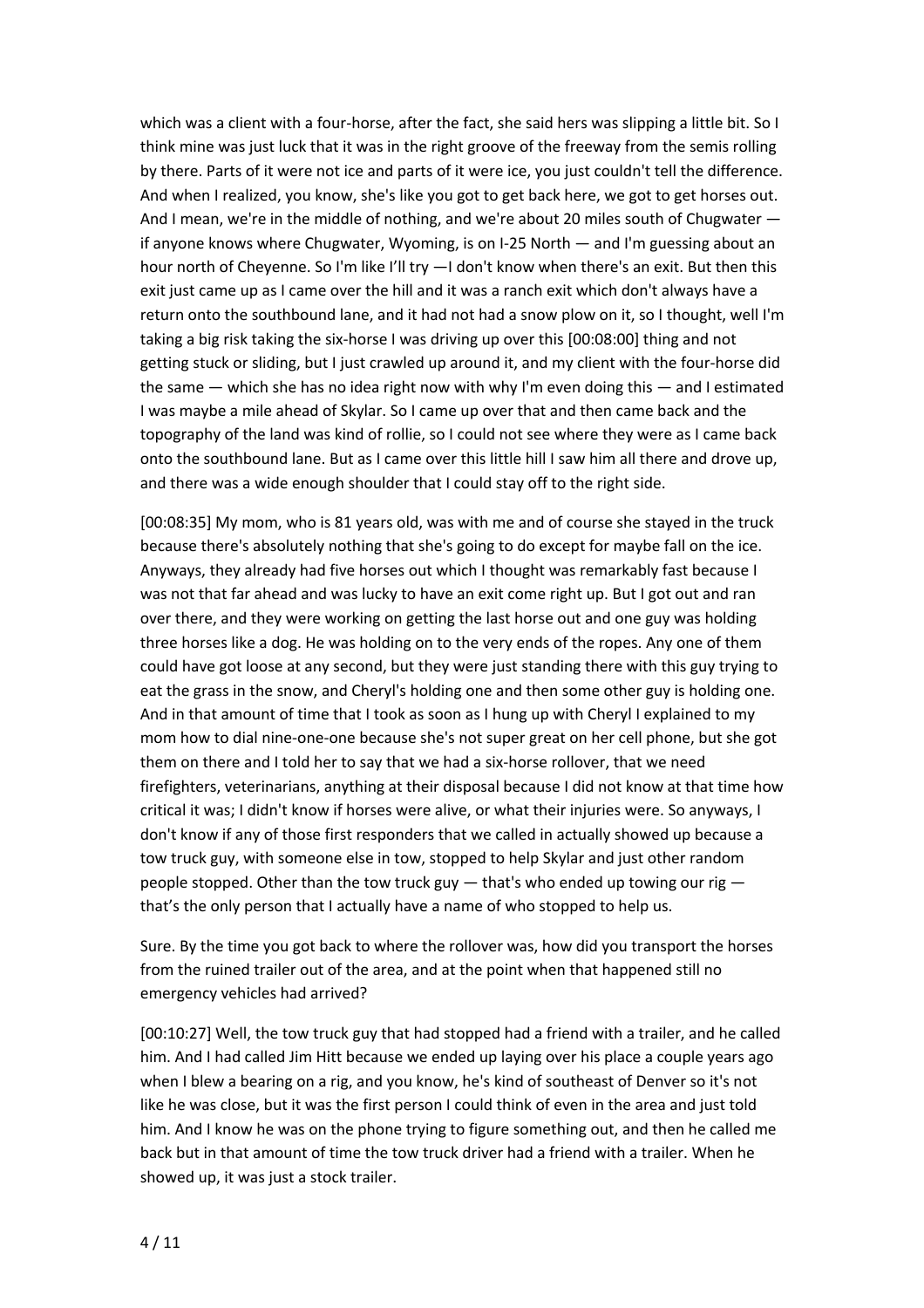which was a client with a four-horse, after the fact, she said hers was slipping a little bit. So I think mine was just luck that it was in the right groove of the freeway from the semis rolling by there. Parts of it were not ice and parts of it were ice, you just couldn't tell the difference. And when I realized, you know, she's like you got to get back here, we got to get horses out. And I mean, we're in the middle of nothing, and we're about 20 miles south of Chugwater — if anyone knows where Chugwater, Wyoming, is on I-25 North — and I'm guessing about an hour north of Cheyenne. So I'm like I'll try —I don't know when there's an exit. But then this exit just came up as I came over the hill and it was a ranch exit which don't always have a return onto the southbound lane, and it had not had a snow plow on it, so I thought, well I'm taking a big risk taking the six-horse I was driving up over this [00:08:00] thing and not getting stuck or sliding, but I just crawled up around it, and my client with the four-horse did the same — which she has no idea right now with why I'm even doing this — and I estimated I was maybe a mile ahead of Skylar. So I came up over that and then came back and the topography of the land was kind of rollie, so I could not see where they were as I came back onto the southbound lane. But as I came over this little hill I saw him all there and drove up, and there was a wide enough shoulder that I could stay off to the right side.

[00:08:35] My mom, who is 81 years old, was with me and of course she stayed in the truck because there's absolutely nothing that she's going to do except for maybe fall on the ice. Anyways, they already had five horses out which I thought was remarkably fast because I was not that far ahead and was lucky to have an exit come right up. But I got out and ran over there, and they were working on getting the last horse out and one guy was holding three horses like a dog. He was holding on to the very ends of the ropes. Any one of them could have got loose at any second, but they were just standing there with this guy trying to eat the grass in the snow, and Cheryl's holding one and then some other guy is holding one. And in that amount of time that I took as soon as I hung up with Cheryl I explained to my mom how to dial nine-one-one because she's not super great on her cell phone, but she got them on there and I told her to say that we had a six-horse rollover, that we need firefighters, veterinarians, anything at their disposal because I did not know at that time how critical it was; I didn't know if horses were alive, or what their injuries were. So anyways, I don't know if any of those first responders that we called in actually showed up because a tow truck guy, with someone else in tow, stopped to help Skylar and just other random people stopped. Other than the tow truck guy — that's who ended up towing our rig — that's the only person that I actually have a name of who stopped to help us.

Sure. By the time you got back to where the rollover was, how did you transport the horses from the ruined trailer out of the area, and at the point when that happened still no emergency vehicles had arrived?

[00:10:27] Well, the tow truck guy that had stopped had a friend with a trailer, and he called him. And I had called Jim Hitt because we ended up laying over his place a couple years ago when I blew a bearing on a rig, and you know, he's kind of southeast of Denver so it's not like he was close, but it was the first person I could think of even in the area and just told him. And I know he was on the phone trying to figure something out, and then he called me back but in that amount of time the tow truck driver had a friend with a trailer. When he showed up, it was just a stock trailer.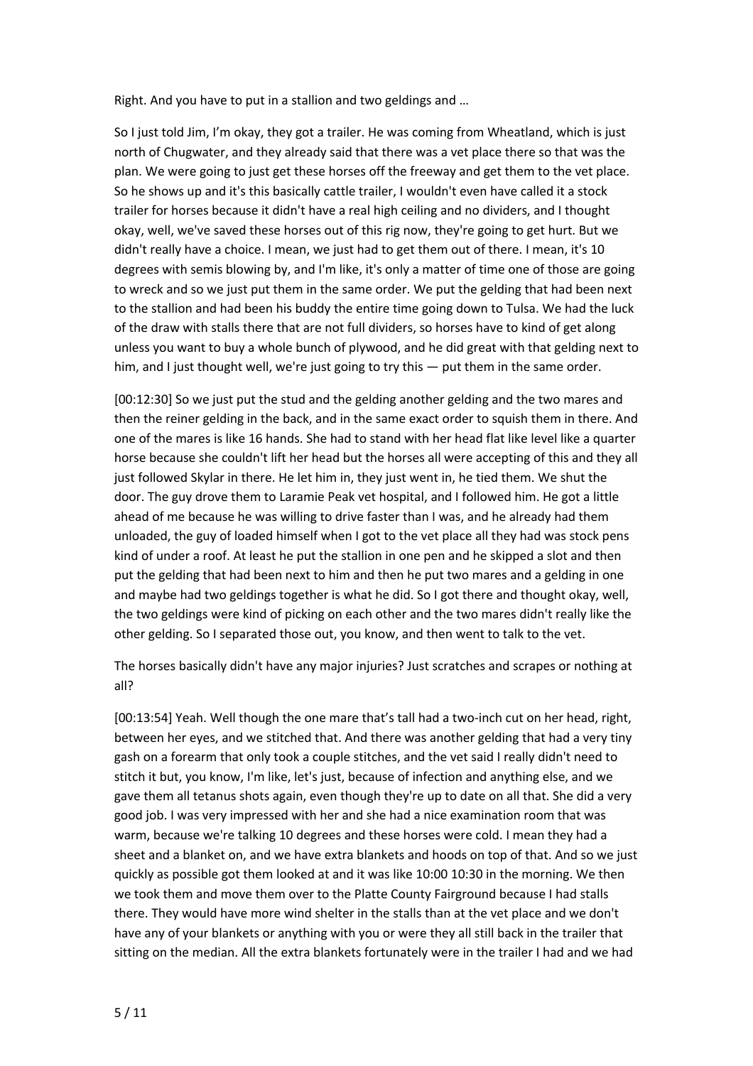Right. And you have to put in a stallion and two geldings and …

So I just told Jim, I'm okay, they got a trailer. He was coming from Wheatland, which is just north of Chugwater, and they already said that there was a vet place there so that was the plan. We were going to just get these horses off the freeway and get them to the vet place. So he shows up and it's this basically cattle trailer, I wouldn't even have called it a stock trailer for horses because it didn't have a real high ceiling and no dividers, and I thought okay, well, we've saved these horses out of this rig now, they're going to get hurt. But we didn't really have a choice. I mean, we just had to get them out of there. I mean, it's 10 degrees with semis blowing by, and I'm like, it's only a matter of time one of those are going to wreck and so we just put them in the same order. We put the gelding that had been next to the stallion and had been his buddy the entire time going down to Tulsa. We had the luck of the draw with stalls there that are not full dividers, so horses have to kind of get along unless you want to buy a whole bunch of plywood, and he did great with that gelding next to him, and I just thought well, we're just going to try this — put them in the same order.

[00:12:30] So we just put the stud and the gelding another gelding and the two mares and then the reiner gelding in the back, and in the same exact order to squish them in there. And one of the mares is like 16 hands. She had to stand with her head flat like level like a quarter horse because she couldn't lift her head but the horses all were accepting of this and they all just followed Skylar in there. He let him in, they just went in, he tied them. We shut the door. The guy drove them to Laramie Peak vet hospital, and I followed him. He got a little ahead of me because he was willing to drive faster than I was, and he already had them unloaded, the guy of loaded himself when I got to the vet place all they had was stock pens kind of under a roof. At least he put the stallion in one pen and he skipped a slot and then put the gelding that had been next to him and then he put two mares and a gelding in one and maybe had two geldings together is what he did. So I got there and thought okay, well, the two geldings were kind of picking on each other and the two mares didn't really like the other gelding. So I separated those out, you know, and then went to talk to the vet.

The horses basically didn't have any major injuries? Just scratches and scrapes or nothing at all?

[00:13:54] Yeah. Well though the one mare that's tall had a two-inch cut on her head, right, between her eyes, and we stitched that. And there was another gelding that had a very tiny gash on a forearm that only took a couple stitches, and the vet said I really didn't need to stitch it but, you know, I'm like, let's just, because of infection and anything else, and we gave them all tetanus shots again, even though they're up to date on all that. She did a very good job. I was very impressed with her and she had a nice examination room that was warm, because we're talking 10 degrees and these horses were cold. I mean they had a sheet and a blanket on, and we have extra blankets and hoods on top of that. And so we just quickly as possible got them looked at and it was like 10:00 10:30 in the morning. We then we took them and move them over to the Platte County Fairground because I had stalls there. They would have more wind shelter in the stalls than at the vet place and we don't have any of your blankets or anything with you or were they all still back in the trailer that sitting on the median. All the extra blankets fortunately were in the trailer I had and we had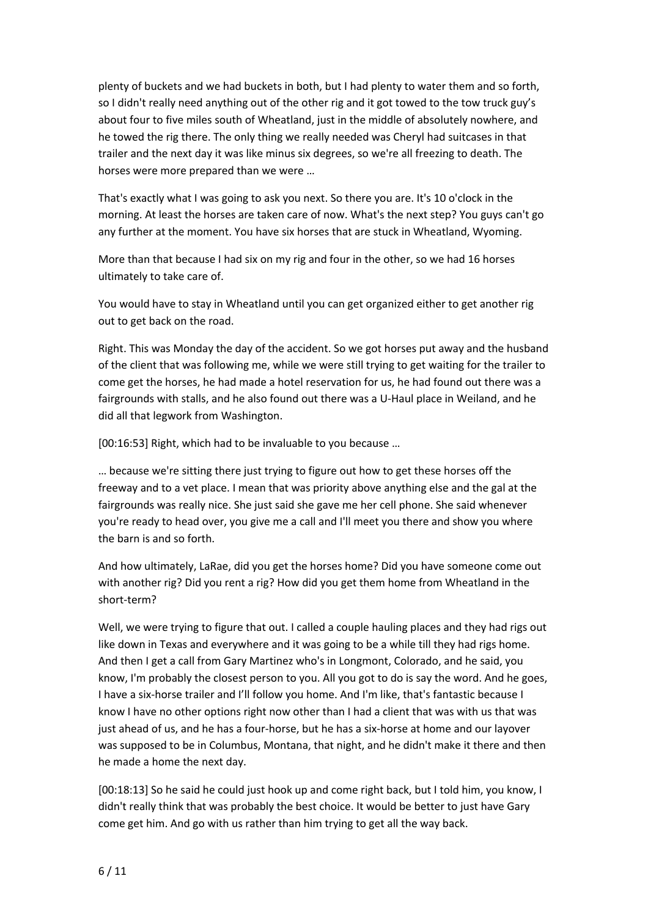plenty of buckets and we had buckets in both, but I had plenty to water them and so forth, so I didn't really need anything out of the other rig and it got towed to the tow truck guy's about four to five miles south of Wheatland, just in the middle of absolutely nowhere, and he towed the rig there. The only thing we really needed was Cheryl had suitcases in that trailer and the next day it was like minus six degrees, so we're all freezing to death. The horses were more prepared than we were …

That's exactly what I was going to ask you next. So there you are. It's 10 o'clock in the morning. At least the horses are taken care of now. What's the next step? You guys can't go any further at the moment. You have six horses that are stuck in Wheatland, Wyoming.

More than that because I had six on my rig and four in the other, so we had 16 horses ultimately to take care of.

You would have to stay in Wheatland until you can get organized either to get another rig out to get back on the road.

Right. This was Monday the day of the accident. So we got horses put away and the husband of the client that was following me, while we were still trying to get waiting for the trailer to come get the horses, he had made a hotel reservation for us, he had found out there was a fairgrounds with stalls, and he also found out there was a U-Haul place in Weiland, and he did all that legwork from Washington.

[00:16:53] Right, which had to be invaluable to you because …

… because we're sitting there just trying to figure out how to get these horses off the freeway and to a vet place. I mean that was priority above anything else and the gal at the fairgrounds was really nice. She just said she gave me her cell phone. She said whenever you're ready to head over, you give me a call and I'll meet you there and show you where the barn is and so forth.

And how ultimately, LaRae, did you get the horses home? Did you have someone come out with another rig? Did you rent a rig? How did you get them home from Wheatland in the short-term?

Well, we were trying to figure that out. I called a couple hauling places and they had rigs out like down in Texas and everywhere and it was going to be a while till they had rigs home. And then I get a call from Gary Martinez who's in Longmont, Colorado, and he said, you know, I'm probably the closest person to you. All you got to do is say the word. And he goes, I have a six-horse trailer and I'll follow you home. And I'm like, that's fantastic because I know I have no other options right now other than I had a client that was with us that was just ahead of us, and he has a four-horse, but he has a six-horse at home and our layover was supposed to be in Columbus, Montana, that night, and he didn't make it there and then he made a home the next day.

[00:18:13] So he said he could just hook up and come right back, but I told him, you know, I didn't really think that was probably the best choice. It would be better to just have Gary come get him. And go with us rather than him trying to get all the way back.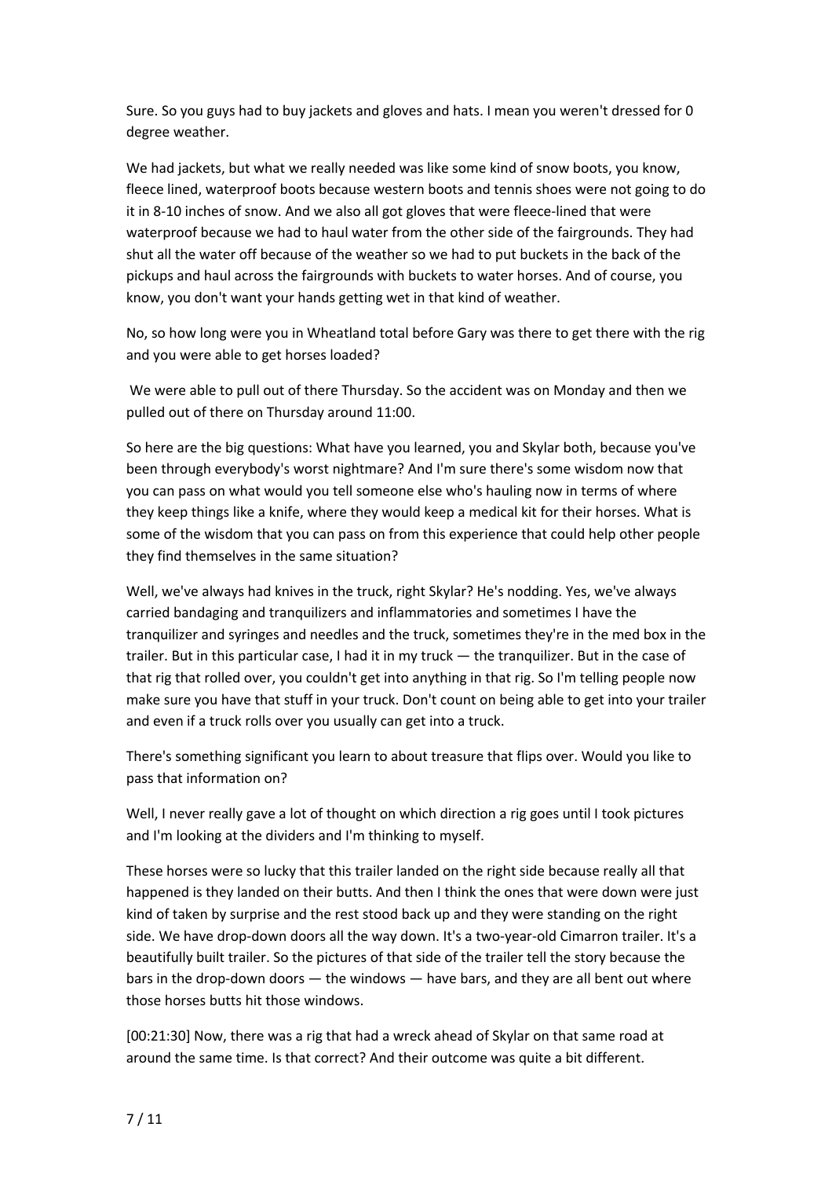Sure. So you guys had to buy jackets and gloves and hats. I mean you weren't dressed for 0 degree weather.

We had jackets, but what we really needed was like some kind of snow boots, you know, fleece lined, waterproof boots because western boots and tennis shoes were not going to do it in 8-10 inches of snow. And we also all got gloves that were fleece-lined that were waterproof because we had to haul water from the other side of the fairgrounds. They had shut all the water off because of the weather so we had to put buckets in the back of the pickups and haul across the fairgrounds with buckets to water horses. And of course, you know, you don't want your hands getting wet in that kind of weather.

No, so how long were you in Wheatland total before Gary was there to get there with the rig and you were able to get horses loaded?

We were able to pull out of there Thursday. So the accident was on Monday and then we pulled out of there on Thursday around 11:00.

So here are the big questions: What have you learned, you and Skylar both, because you've been through everybody's worst nightmare? And I'm sure there's some wisdom now that you can pass on what would you tell someone else who's hauling now in terms of where they keep things like a knife, where they would keep a medical kit for their horses. What is some of the wisdom that you can pass on from this experience that could help other people they find themselves in the same situation?

Well, we've always had knives in the truck, right Skylar? He's nodding. Yes, we've always carried bandaging and tranquilizers and inflammatories and sometimes I have the tranquilizer and syringes and needles and the truck, sometimes they're in the med box in the trailer. But in this particular case, I had it in my truck — the tranquilizer. But in the case of that rig that rolled over, you couldn't get into anything in that rig. So I'm telling people now make sure you have that stuff in your truck. Don't count on being able to get into your trailer and even if a truck rolls over you usually can get into a truck.

There's something significant you learn to about treasure that flips over. Would you like to pass that information on?

Well, I never really gave a lot of thought on which direction a rig goes until I took pictures and I'm looking at the dividers and I'm thinking to myself.

These horses were so lucky that this trailer landed on the right side because really all that happened is they landed on their butts. And then I think the ones that were down were just kind of taken by surprise and the rest stood back up and they were standing on the right side. We have drop-down doors all the way down. It's a two-year-old Cimarron trailer. It's a beautifully built trailer. So the pictures of that side of the trailer tell the story because the bars in the drop-down doors — the windows — have bars, and they are all bent out where those horses butts hit those windows.

[00:21:30] Now, there was a rig that had a wreck ahead of Skylar on that same road at around the same time. Is that correct? And their outcome was quite a bit different.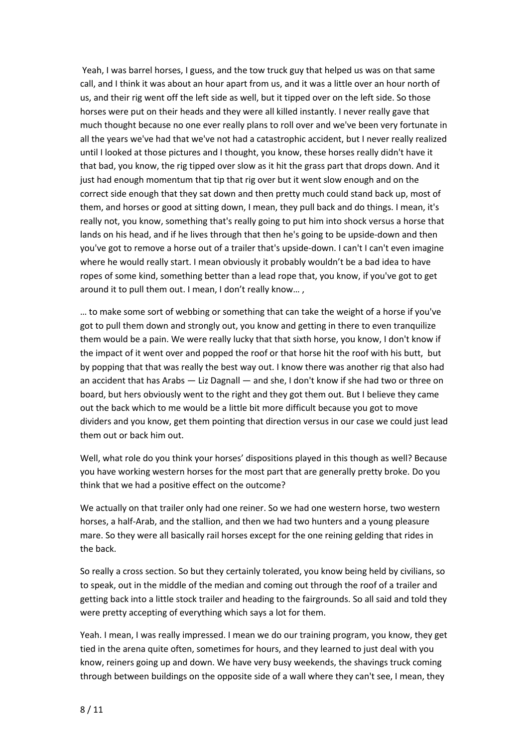Yeah, I was barrel horses, I guess, and the tow truck guy that helped us was on that same call, and I think it was about an hour apart from us, and it was a little over an hour north of us, and their rig went off the left side as well, but it tipped over on the left side. So those horses were put on their heads and they were all killed instantly. I never really gave that much thought because no one ever really plans to roll over and we've been very fortunate in all the years we've had that we've not had a catastrophic accident, but I never really realized until I looked at those pictures and I thought, you know, these horses really didn't have it that bad, you know, the rig tipped over slow as it hit the grass part that drops down. And it just had enough momentum that tip that rig over but it went slow enough and on the correct side enough that they sat down and then pretty much could stand back up, most of them, and horses or good at sitting down, I mean, they pull back and do things. I mean, it's really not, you know, something that's really going to put him into shock versus a horse that lands on his head, and if he lives through that then he's going to be upside-down and then you've got to remove a horse out of a trailer that's upside-down. I can't I can't even imagine where he would really start. I mean obviously it probably wouldn't be a bad idea to have ropes of some kind, something better than a lead rope that, you know, if you've got to get around it to pull them out. I mean, I don't really know… ,

… to make some sort of webbing or something that can take the weight of a horse if you've got to pull them down and strongly out, you know and getting in there to even tranquilize them would be a pain. We were really lucky that that sixth horse, you know, I don't know if the impact of it went over and popped the roof or that horse hit the roof with his butt, but by popping that that was really the best way out. I know there was another rig that also had an accident that has Arabs — Liz Dagnall — and she, I don't know if she had two or three on board, but hers obviously went to the right and they got them out. But I believe they came out the back which to me would be a little bit more difficult because you got to move dividers and you know, get them pointing that direction versus in our case we could just lead them out or back him out.

Well, what role do you think your horses' dispositions played in this though as well? Because you have working western horses for the most part that are generally pretty broke. Do you think that we had a positive effect on the outcome?

We actually on that trailer only had one reiner. So we had one western horse, two western horses, a half-Arab, and the stallion, and then we had two hunters and a young pleasure mare. So they were all basically rail horses except for the one reining gelding that rides in the back.

So really a cross section. So but they certainly tolerated, you know being held by civilians, so to speak, out in the middle of the median and coming out through the roof of a trailer and getting back into a little stock trailer and heading to the fairgrounds. So all said and told they were pretty accepting of everything which says a lot for them.

Yeah. I mean, I was really impressed. I mean we do our training program, you know, they get tied in the arena quite often, sometimes for hours, and they learned to just deal with you know, reiners going up and down. We have very busy weekends, the shavings truck coming through between buildings on the opposite side of a wall where they can't see, I mean, they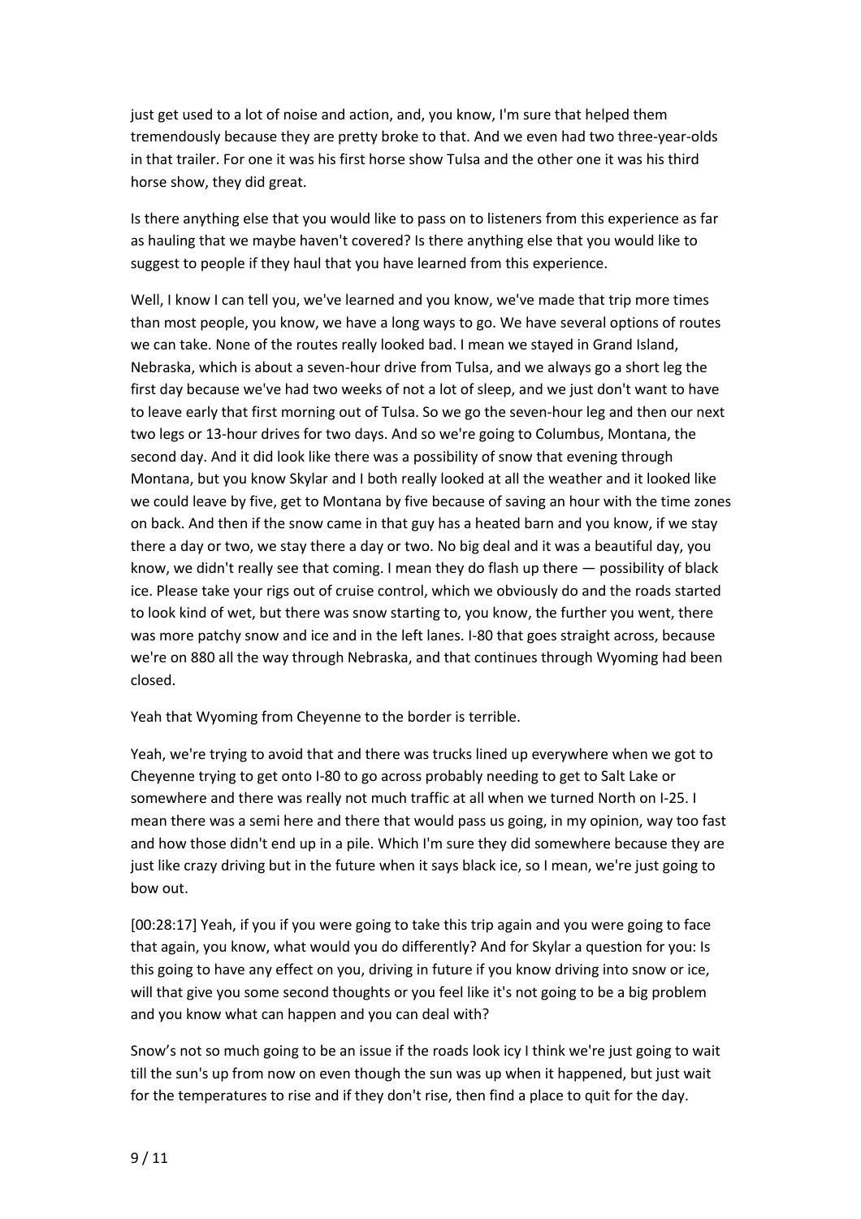just get used to a lot of noise and action, and, you know, I'm sure that helped them tremendously because they are pretty broke to that. And we even had two three-year-olds in that trailer. For one it was his first horse show Tulsa and the other one it was his third horse show, they did great.

Is there anything else that you would like to pass on to listeners from this experience as far as hauling that we maybe haven't covered? Is there anything else that you would like to suggest to people if they haul that you have learned from this experience.

Well, I know I can tell you, we've learned and you know, we've made that trip more times than most people, you know, we have a long ways to go. We have several options of routes we can take. None of the routes really looked bad. I mean we stayed in Grand Island, Nebraska, which is about a seven-hour drive from Tulsa, and we always go a short leg the first day because we've had two weeks of not a lot of sleep, and we just don't want to have to leave early that first morning out of Tulsa. So we go the seven-hour leg and then our next two legs or 13-hour drives for two days. And so we're going to Columbus, Montana, the second day. And it did look like there was a possibility of snow that evening through Montana, but you know Skylar and I both really looked at all the weather and it looked like we could leave by five, get to Montana by five because of saving an hour with the time zones on back. And then if the snow came in that guy has a heated barn and you know, if we stay there a day or two, we stay there a day or two. No big deal and it was a beautiful day, you know, we didn't really see that coming. I mean they do flash up there — possibility of black ice. Please take your rigs out of cruise control, which we obviously do and the roads started to look kind of wet, but there was snow starting to, you know, the further you went, there was more patchy snow and ice and in the left lanes. I-80 that goes straight across, because we're on 880 all the way through Nebraska, and that continues through Wyoming had been closed.

Yeah that Wyoming from Cheyenne to the border is terrible.

Yeah, we're trying to avoid that and there was trucks lined up everywhere when we got to Cheyenne trying to get onto I-80 to go across probably needing to get to Salt Lake or somewhere and there was really not much traffic at all when we turned North on I-25. I mean there was a semi here and there that would pass us going, in my opinion, way too fast and how those didn't end up in a pile. Which I'm sure they did somewhere because they are just like crazy driving but in the future when it says black ice, so I mean, we're just going to bow out.

[00:28:17] Yeah, if you if you were going to take this trip again and you were going to face that again, you know, what would you do differently? And for Skylar a question for you: Is this going to have any effect on you, driving in future if you know driving into snow or ice, will that give you some second thoughts or you feel like it's not going to be a big problem and you know what can happen and you can deal with?

Snow's not so much going to be an issue if the roads look icy I think we're just going to wait till the sun's up from now on even though the sun was up when it happened, but just wait for the temperatures to rise and if they don't rise, then find a place to quit for the day.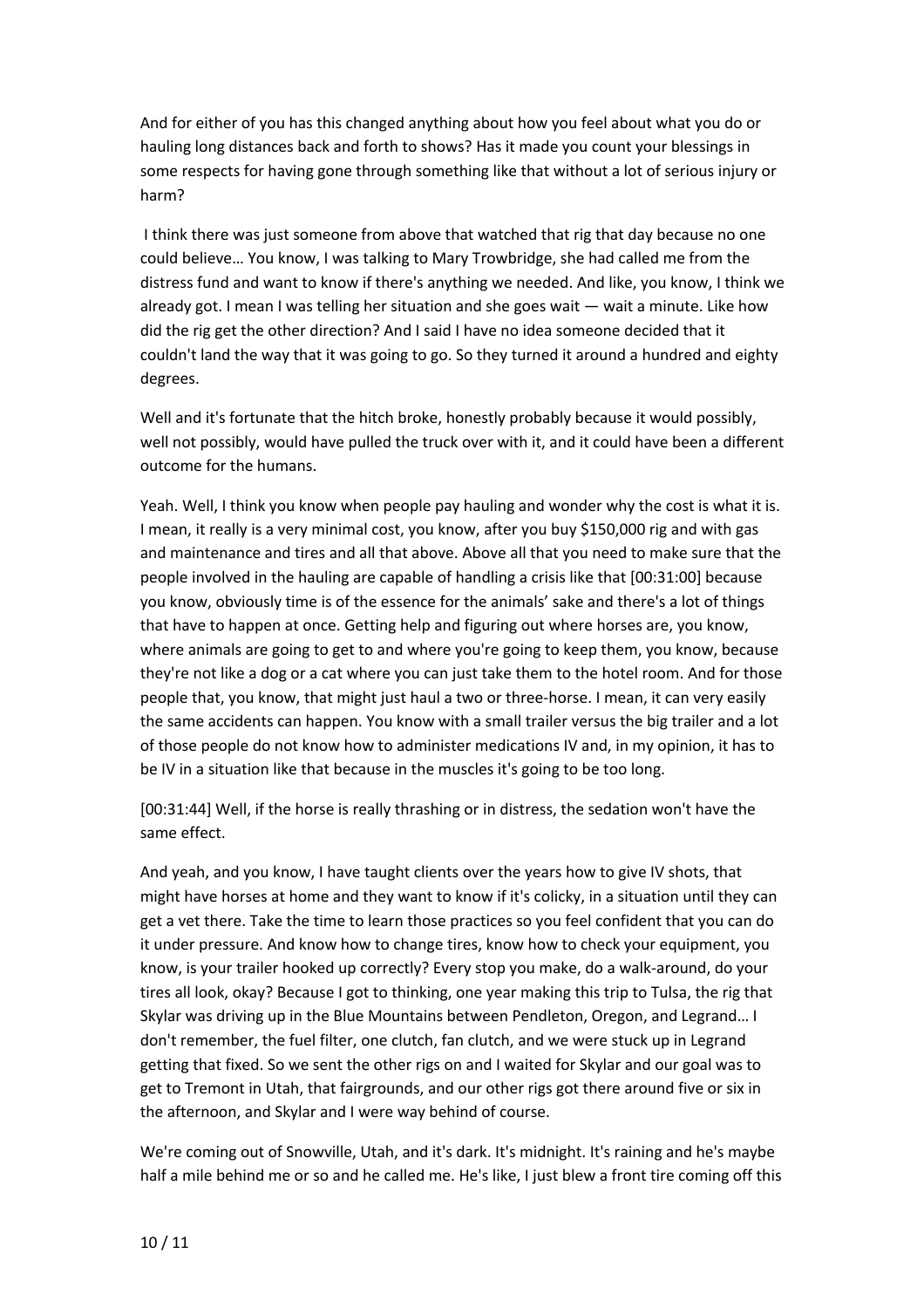And for either of you has this changed anything about how you feel about what you do or hauling long distances back and forth to shows? Has it made you count your blessings in some respects for having gone through something like that without a lot of serious injury or harm?

I think there was just someone from above that watched that rig that day because no one could believe… You know, I was talking to Mary Trowbridge, she had called me from the distress fund and want to know if there's anything we needed. And like, you know, I think we already got. I mean I was telling her situation and she goes wait — wait a minute. Like how did the rig get the other direction? And I said I have no idea someone decided that it couldn't land the way that it was going to go. So they turned it around a hundred and eighty degrees.

Well and it's fortunate that the hitch broke, honestly probably because it would possibly, well not possibly, would have pulled the truck over with it, and it could have been a different outcome for the humans.

Yeah. Well, I think you know when people pay hauling and wonder why the cost is what it is. I mean, it really is a very minimal cost, you know, after you buy $150,000 rig and with gas and maintenance and tires and all that above. Above all that you need to make sure that the people involved in the hauling are capable of handling a crisis like that [00:31:00] because you know, obviously time is of the essence for the animals' sake and there's a lot of things that have to happen at once. Getting help and figuring out where horses are, you know, where animals are going to get to and where you're going to keep them, you know, because they're not like a dog or a cat where you can just take them to the hotel room. And for those people that, you know, that might just haul a two or three-horse. I mean, it can very easily the same accidents can happen. You know with a small trailer versus the big trailer and a lot of those people do not know how to administer medications IV and, in my opinion, it has to be IV in a situation like that because in the muscles it's going to be too long.

[00:31:44] Well, if the horse is really thrashing or in distress, the sedation won't have the same effect.

And yeah, and you know, I have taught clients over the years how to give IV shots, that might have horses at home and they want to know if it's colicky, in a situation until they can get a vet there. Take the time to learn those practices so you feel confident that you can do it under pressure. And know how to change tires, know how to check your equipment, you know, is your trailer hooked up correctly? Every stop you make, do a walk-around, do your tires all look, okay? Because I got to thinking, one year making this trip to Tulsa, the rig that Skylar was driving up in the Blue Mountains between Pendleton, Oregon, and Legrand… I don't remember, the fuel filter, one clutch, fan clutch, and we were stuck up in Legrand getting that fixed. So we sent the other rigs on and I waited for Skylar and our goal was to get to Tremont in Utah, that fairgrounds, and our other rigs got there around five or six in the afternoon, and Skylar and I were way behind of course.

We're coming out of Snowville, Utah, and it's dark. It's midnight. It's raining and he's maybe half a mile behind me or so and he called me. He's like, I just blew a front tire coming off this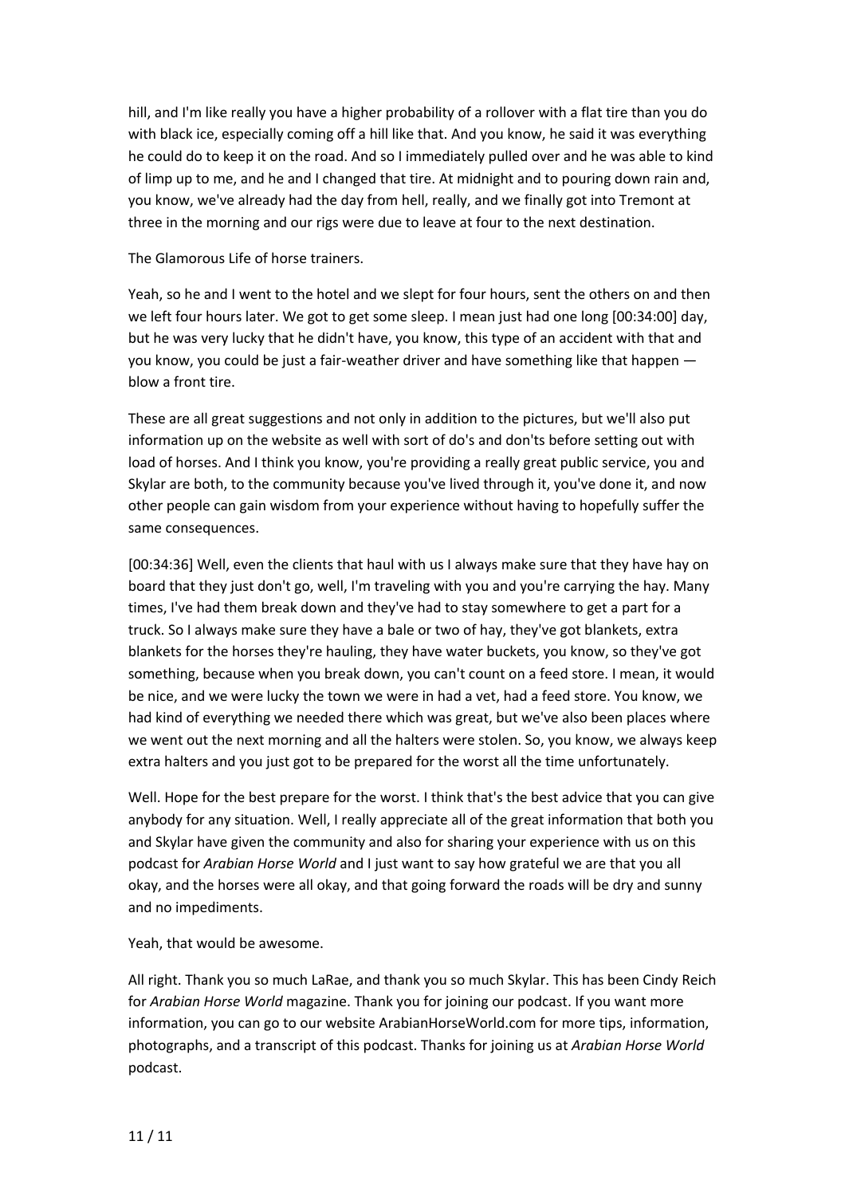hill, and I'm like really you have a higher probability of a rollover with a flat tire than you do with black ice, especially coming off a hill like that. And you know, he said it was everything he could do to keep it on the road. And so I immediately pulled over and he was able to kind of limp up to me, and he and I changed that tire. At midnight and to pouring down rain and, you know, we've already had the day from hell, really, and we finally got into Tremont at three in the morning and our rigs were due to leave at four to the next destination.

The Glamorous Life of horse trainers.

Yeah, so he and I went to the hotel and we slept for four hours, sent the others on and then we left four hours later. We got to get some sleep. I mean just had one long [00:34:00] day, but he was very lucky that he didn't have, you know, this type of an accident with that and you know, you could be just a fair-weather driver and have something like that happen — blow a front tire.

These are all great suggestions and not only in addition to the pictures, but we'll also put information up on the website as well with sort of do's and don'ts before setting out with load of horses. And I think you know, you're providing a really great public service, you and Skylar are both, to the community because you've lived through it, you've done it, and now other people can gain wisdom from your experience without having to hopefully suffer the same consequences.

[00:34:36] Well, even the clients that haul with us I always make sure that they have hay on board that they just don't go, well, I'm traveling with you and you're carrying the hay. Many times, I've had them break down and they've had to stay somewhere to get a part for a truck. So I always make sure they have a bale or two of hay, they've got blankets, extra blankets for the horses they're hauling, they have water buckets, you know, so they've got something, because when you break down, you can't count on a feed store. I mean, it would be nice, and we were lucky the town we were in had a vet, had a feed store. You know, we had kind of everything we needed there which was great, but we've also been places where we went out the next morning and all the halters were stolen. So, you know, we always keep extra halters and you just got to be prepared for the worst all the time unfortunately.

Well. Hope for the best prepare for the worst. I think that's the best advice that you can give anybody for any situation. Well, I really appreciate all of the great information that both you and Skylar have given the community and also for sharing your experience with us on this podcast for *Arabian Horse World* and I just want to say how grateful we are that you all okay, and the horses were all okay, and that going forward the roads will be dry and sunny and no impediments.

Yeah, that would be awesome.

All right. Thank you so much LaRae, and thank you so much Skylar. This has been Cindy Reich for *Arabian Horse World* magazine. Thank you for joining our podcast. If you want more information, you can go to our website ArabianHorseWorld.com for more tips, information, photographs, and a transcript of this podcast. Thanks for joining us at *Arabian Horse World* podcast.